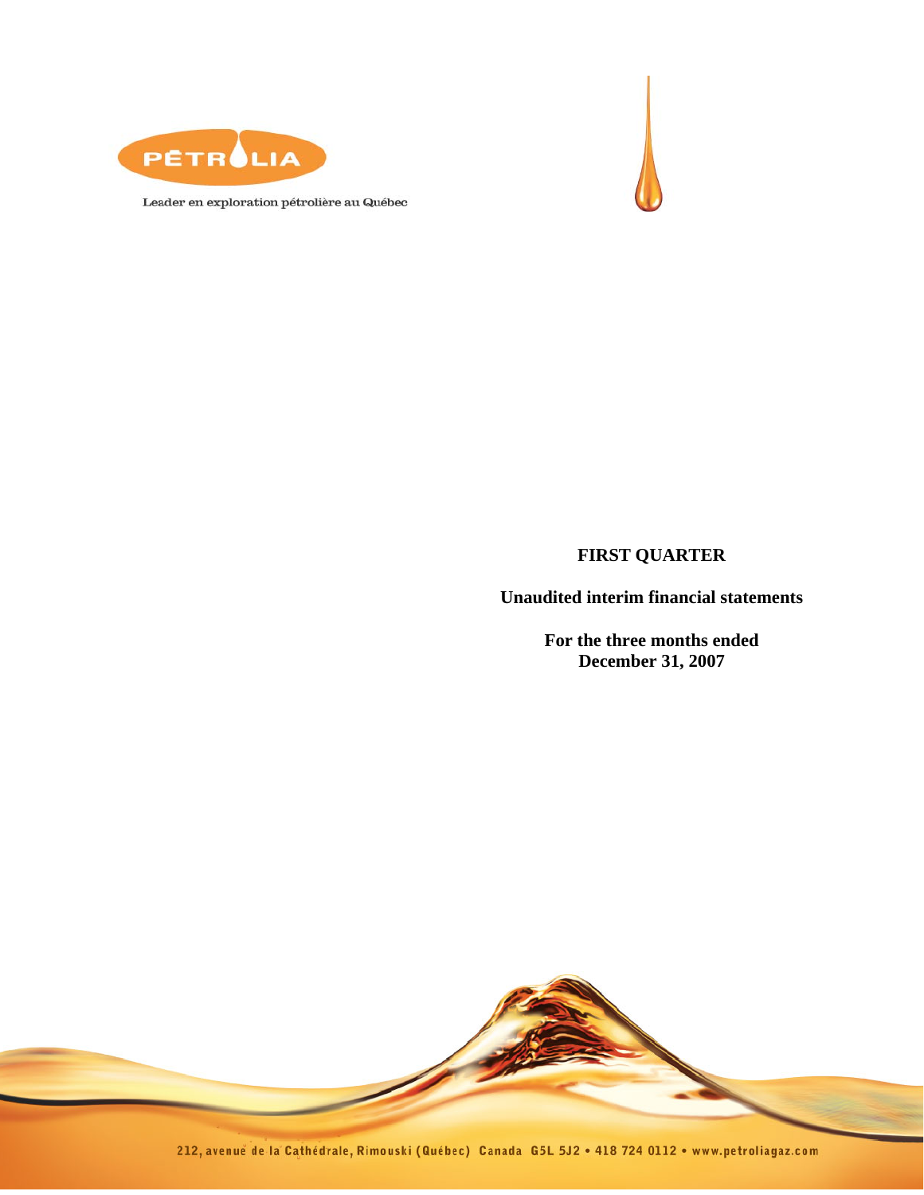PÉTROLIA

Leader en exploration pétrolière au Québec

**FIRST QUARTER**

**Unaudited interim financial statements**

**For the three months ended December 31, 2007**

212, avenue de la Cathédrale, Rimouski (Québec) Canada G5L 5J2 • 418 724 0112 • www.petroliagaz.com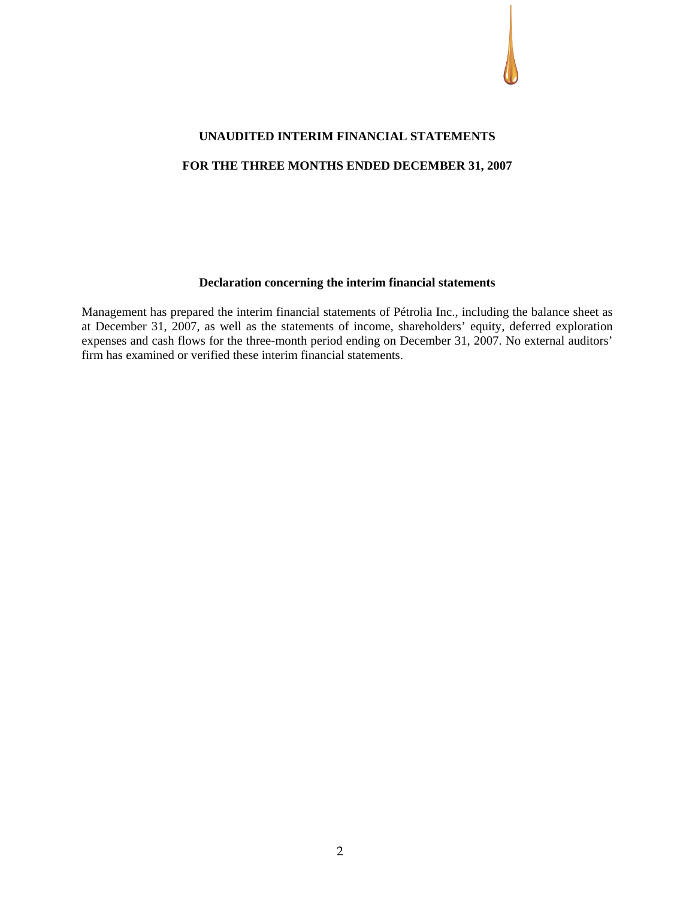# UNAUDITED INTERIM FINANCIAL STATEMENTS

## FOR THE THREE MONTHS ENDED DECEMBER 31, 2007

### Declaration concerning the interim financial statements

Management has prepared the interim financial statements of Pétrolia Inc., including the balance sheet as at December 31, 2007, as well as the statements of income, shareholders' equity, deferred exploration expenses and cash flows for the three-month period ending on December 31, 2007. No external auditors' firm has examined or verified these interim financial statements.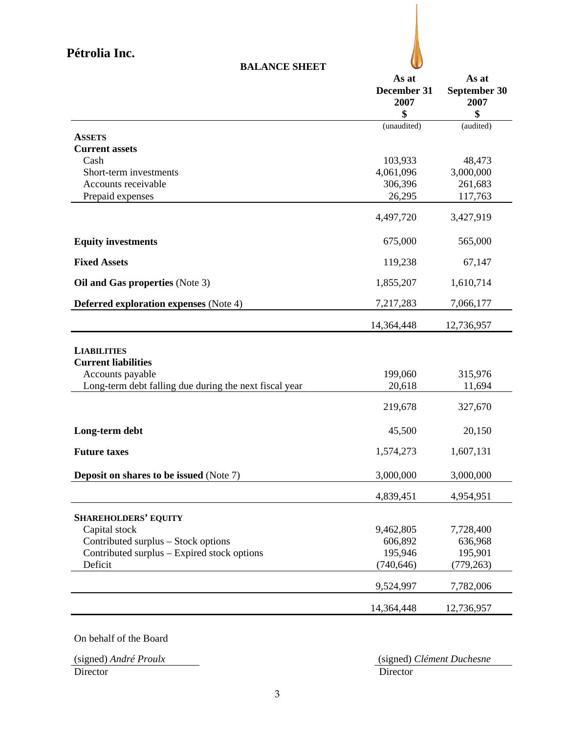# Pétrolia Inc.

## BALANCE SHEET

| | As at December 31 2007 $ | As at September 30 2007 $ |
|---|---|---|
| | (unaudited) | (audited) |
| **ASSETS** | | |
| **Current assets** | | |
| Cash | 103,933 | 48,473 |
| Short-term investments | 4,061,096 | 3,000,000 |
| Accounts receivable | 306,396 | 261,683 |
| Prepaid expenses | 26,295 | 117,763 |
| | 4,497,720 | 3,427,919 |
| **Equity investments** | 675,000 | 565,000 |
| **Fixed Assets** | 119,238 | 67,147 |
| **Oil and Gas properties** (Note 3) | 1,855,207 | 1,610,714 |
| **Deferred exploration expenses** (Note 4) | 7,217,283 | 7,066,177 |
| | 14,364,448 | 12,736,957 |
| **LIABILITIES** | | |
| **Current liabilities** | | |
| Accounts payable | 199,060 | 315,976 |
| Long-term debt falling due during the next fiscal year | 20,618 | 11,694 |
| | 219,678 | 327,670 |
| **Long-term debt** | 45,500 | 20,150 |
| **Future taxes** | 1,574,273 | 1,607,131 |
| **Deposit on shares to be issued** (Note 7) | 3,000,000 | 3,000,000 |
| | 4,839,451 | 4,954,951 |
| **SHAREHOLDERS' EQUITY** | | |
| Capital stock | 9,462,805 | 7,728,400 |
| Contributed surplus – Stock options | 606,892 | 636,968 |
| Contributed surplus – Expired stock options | 195,946 | 195,901 |
| Deficit | (740,646) | (779,263) |
| | 9,524,997 | 7,782,006 |
| | 14,364,448 | 12,736,957 |

On behalf of the Board

(signed) *André Proulx*
Director

(signed) *Clément Duchesne*
Director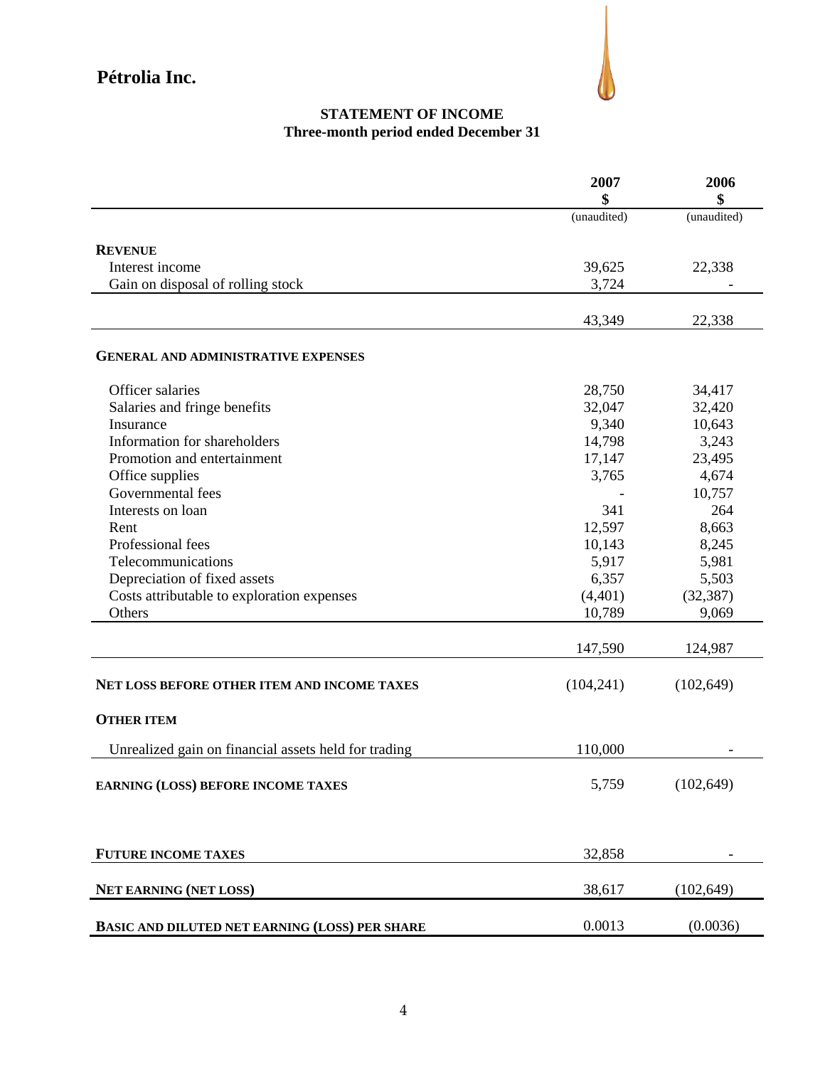**Pétrolia Inc.**

## STATEMENT OF INCOME
### Three-month period ended December 31

| | 2007<br>$<br>(unaudited) | 2006<br>$<br>(unaudited) |
|---|---|---|
| **REVENUE** | | |
| Interest income | 39,625 | 22,338 |
| Gain on disposal of rolling stock | 3,724 | - |
| | 43,349 | 22,338 |
| **GENERAL AND ADMINISTRATIVE EXPENSES** | | |
| Officer salaries | 28,750 | 34,417 |
| Salaries and fringe benefits | 32,047 | 32,420 |
| Insurance | 9,340 | 10,643 |
| Information for shareholders | 14,798 | 3,243 |
| Promotion and entertainment | 17,147 | 23,495 |
| Office supplies | 3,765 | 4,674 |
| Governmental fees | - | 10,757 |
| Interests on loan | 341 | 264 |
| Rent | 12,597 | 8,663 |
| Professional fees | 10,143 | 8,245 |
| Telecommunications | 5,917 | 5,981 |
| Depreciation of fixed assets | 6,357 | 5,503 |
| Costs attributable to exploration expenses | (4,401) | (32,387) |
| Others | 10,789 | 9,069 |
| | 147,590 | 124,987 |
| **NET LOSS BEFORE OTHER ITEM AND INCOME TAXES** | (104,241) | (102,649) |
| **OTHER ITEM** | | |
| Unrealized gain on financial assets held for trading | 110,000 | - |
| **EARNING (LOSS) BEFORE INCOME TAXES** | 5,759 | (102,649) |
| **FUTURE INCOME TAXES** | 32,858 | - |
| **NET EARNING (NET LOSS)** | 38,617 | (102,649) |
| **BASIC AND DILUTED NET EARNING (LOSS) PER SHARE** | 0.0013 | (0.0036) |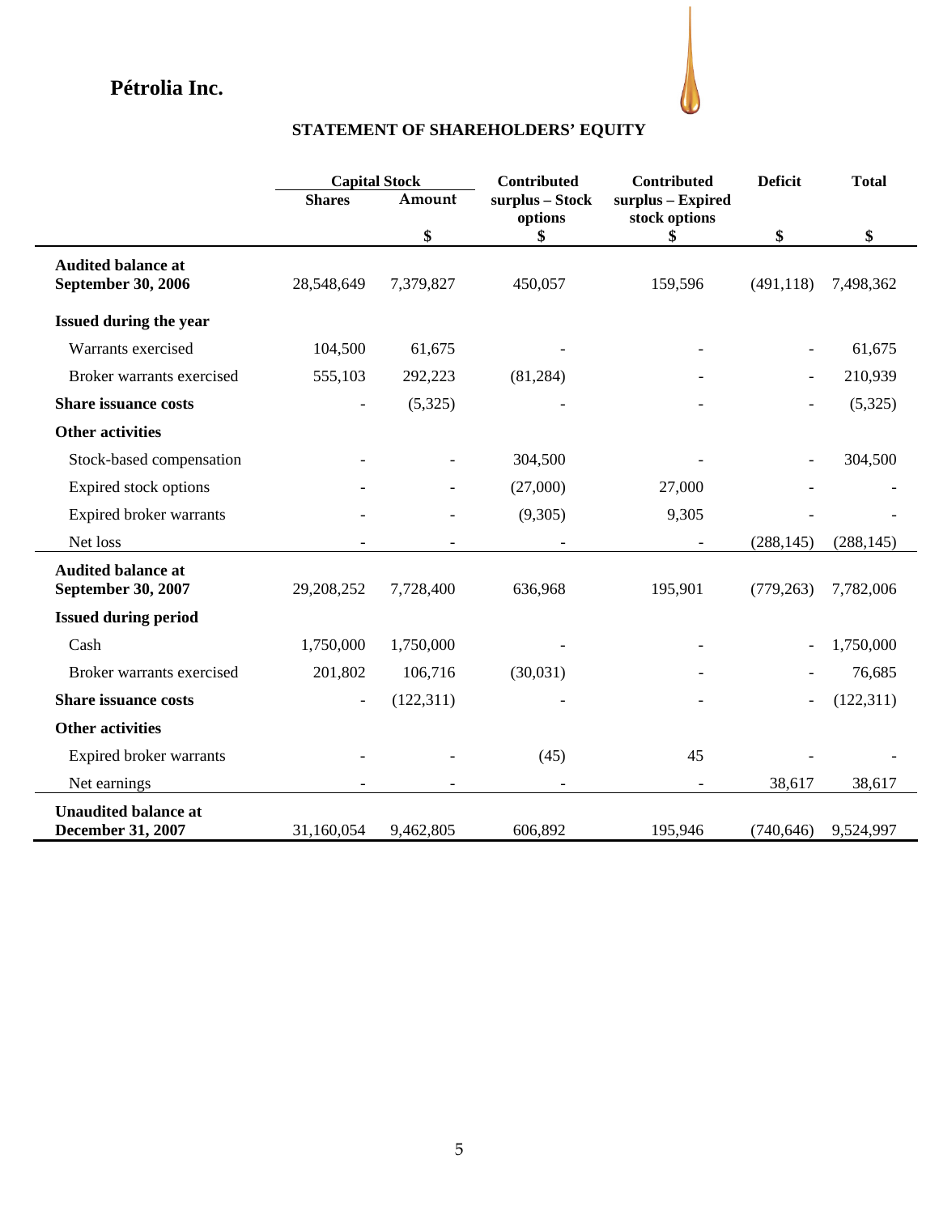**Pétrolia Inc.**

## STATEMENT OF SHAREHOLDERS' EQUITY

| | Capital Stock | | Contributed surplus – Stock options | Contributed surplus – Expired stock options | Deficit | Total |
|---|---|---|---|---|---|---|
| | Shares | Amount | | | | |
| | | $ | $ | $ | $ | $ |
| **Audited balance at September 30, 2006** | 28,548,649 | 7,379,827 | 450,057 | 159,596 | (491,118) | 7,498,362 |
| **Issued during the year** | | | | | | |
| Warrants exercised | 104,500 | 61,675 | - | - | - | 61,675 |
| Broker warrants exercised | 555,103 | 292,223 | (81,284) | - | - | 210,939 |
| **Share issuance costs** | - | (5,325) | - | - | - | (5,325) |
| **Other activities** | | | | | | |
| Stock-based compensation | - | - | 304,500 | - | - | 304,500 |
| Expired stock options | - | - | (27,000) | 27,000 | - | - |
| Expired broker warrants | - | - | (9,305) | 9,305 | - | - |
| Net loss | - | - | - | - | (288,145) | (288,145) |
| **Audited balance at September 30, 2007** | 29,208,252 | 7,728,400 | 636,968 | 195,901 | (779,263) | 7,782,006 |
| **Issued during period** | | | | | | |
| Cash | 1,750,000 | 1,750,000 | - | - | - | 1,750,000 |
| Broker warrants exercised | 201,802 | 106,716 | (30,031) | - | - | 76,685 |
| **Share issuance costs** | - | (122,311) | - | - | - | (122,311) |
| **Other activities** | | | | | | |
| Expired broker warrants | - | - | (45) | 45 | - | - |
| Net earnings | - | - | - | - | 38,617 | 38,617 |
| **Unaudited balance at December 31, 2007** | 31,160,054 | 9,462,805 | 606,892 | 195,946 | (740,646) | 9,524,997 |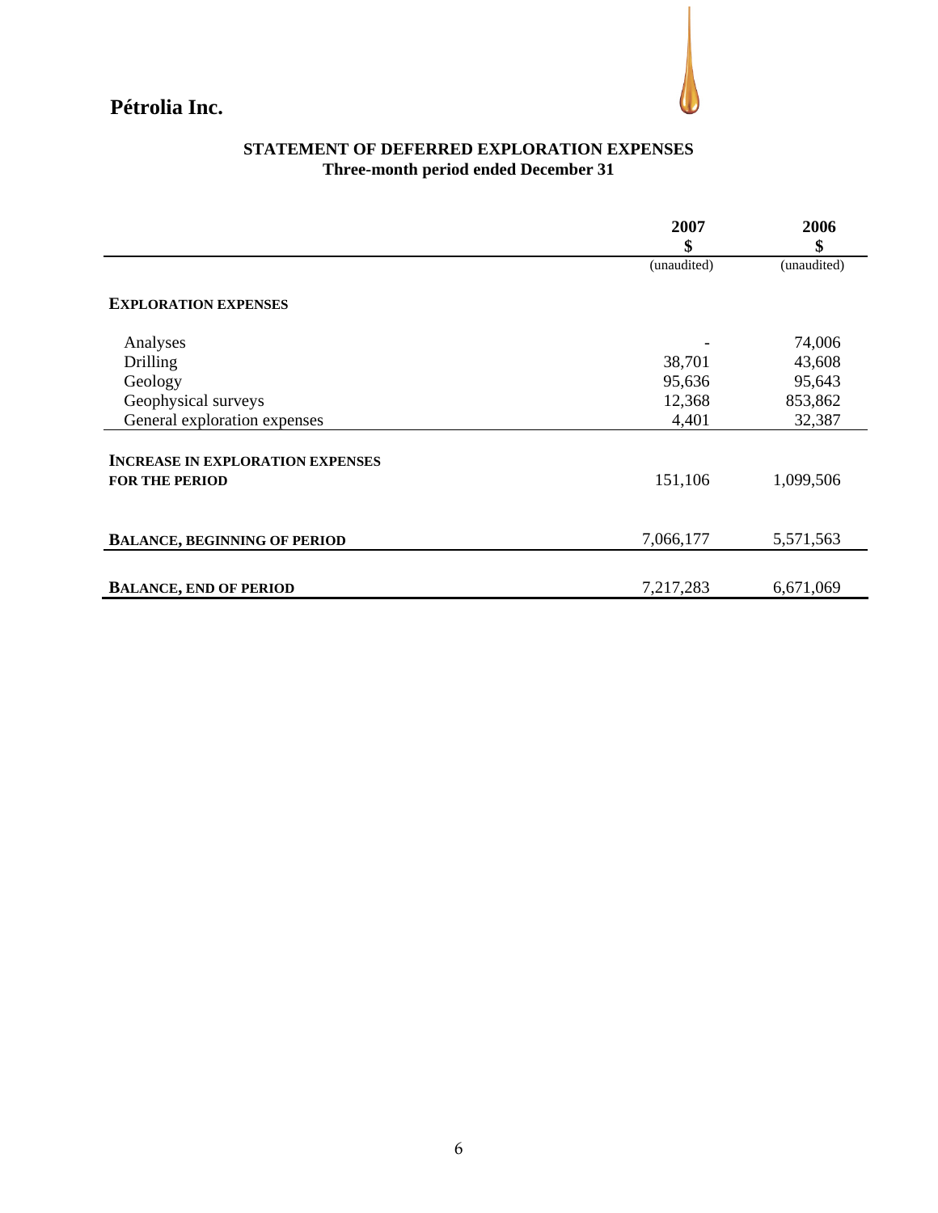**Pétrolia Inc.**

## STATEMENT OF DEFERRED EXPLORATION EXPENSES
### Three-month period ended December 31

| | 2007<br>$<br>(unaudited) | 2006<br>$<br>(unaudited) |
|---|---|---|
| **EXPLORATION EXPENSES** | | |
| Analyses | - | 74,006 |
| Drilling | 38,701 | 43,608 |
| Geology | 95,636 | 95,643 |
| Geophysical surveys | 12,368 | 853,862 |
| General exploration expenses | 4,401 | 32,387 |
| **INCREASE IN EXPLORATION EXPENSES FOR THE PERIOD** | 151,106 | 1,099,506 |
| **BALANCE, BEGINNING OF PERIOD** | 7,066,177 | 5,571,563 |
| **BALANCE, END OF PERIOD** | 7,217,283 | 6,671,069 |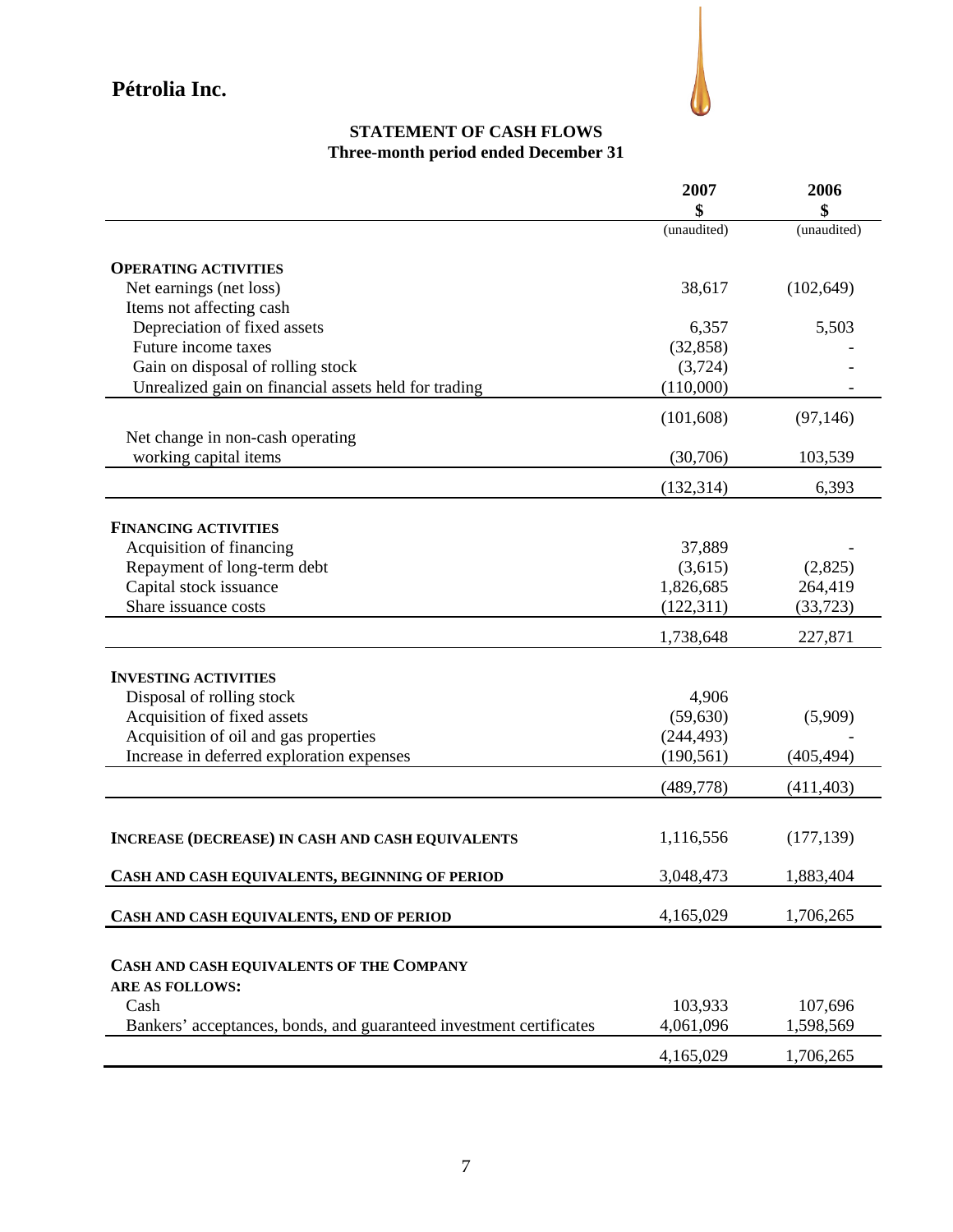**Pétrolia Inc.**

## STATEMENT OF CASH FLOWS
### Three-month period ended December 31

| | 2007<br>$<br>(unaudited) | 2006<br>$<br>(unaudited) |
|---|---:|---:|
| **OPERATING ACTIVITIES** | | |
| Net earnings (net loss) | 38,617 | (102,649) |
| Items not affecting cash | | |
| Depreciation of fixed assets | 6,357 | 5,503 |
| Future income taxes | (32,858) | - |
| Gain on disposal of rolling stock | (3,724) | - |
| Unrealized gain on financial assets held for trading | (110,000) | - |
| | (101,608) | (97,146) |
| Net change in non-cash operating working capital items | (30,706) | 103,539 |
| | (132,314) | 6,393 |
| **FINANCING ACTIVITIES** | | |
| Acquisition of financing | 37,889 | - |
| Repayment of long-term debt | (3,615) | (2,825) |
| Capital stock issuance | 1,826,685 | 264,419 |
| Share issuance costs | (122,311) | (33,723) |
| | 1,738,648 | 227,871 |
| **INVESTING ACTIVITIES** | | |
| Disposal of rolling stock | 4,906 | |
| Acquisition of fixed assets | (59,630) | (5,909) |
| Acquisition of oil and gas properties | (244,493) | - |
| Increase in deferred exploration expenses | (190,561) | (405,494) |
| | (489,778) | (411,403) |
| **INCREASE (DECREASE) IN CASH AND CASH EQUIVALENTS** | 1,116,556 | (177,139) |
| **CASH AND CASH EQUIVALENTS, BEGINNING OF PERIOD** | 3,048,473 | 1,883,404 |
| **CASH AND CASH EQUIVALENTS, END OF PERIOD** | 4,165,029 | 1,706,265 |
| **CASH AND CASH EQUIVALENTS OF THE COMPANY ARE AS FOLLOWS:** | | |
| Cash | 103,933 | 107,696 |
| Bankers' acceptances, bonds, and guaranteed investment certificates | 4,061,096 | 1,598,569 |
| | 4,165,029 | 1,706,265 |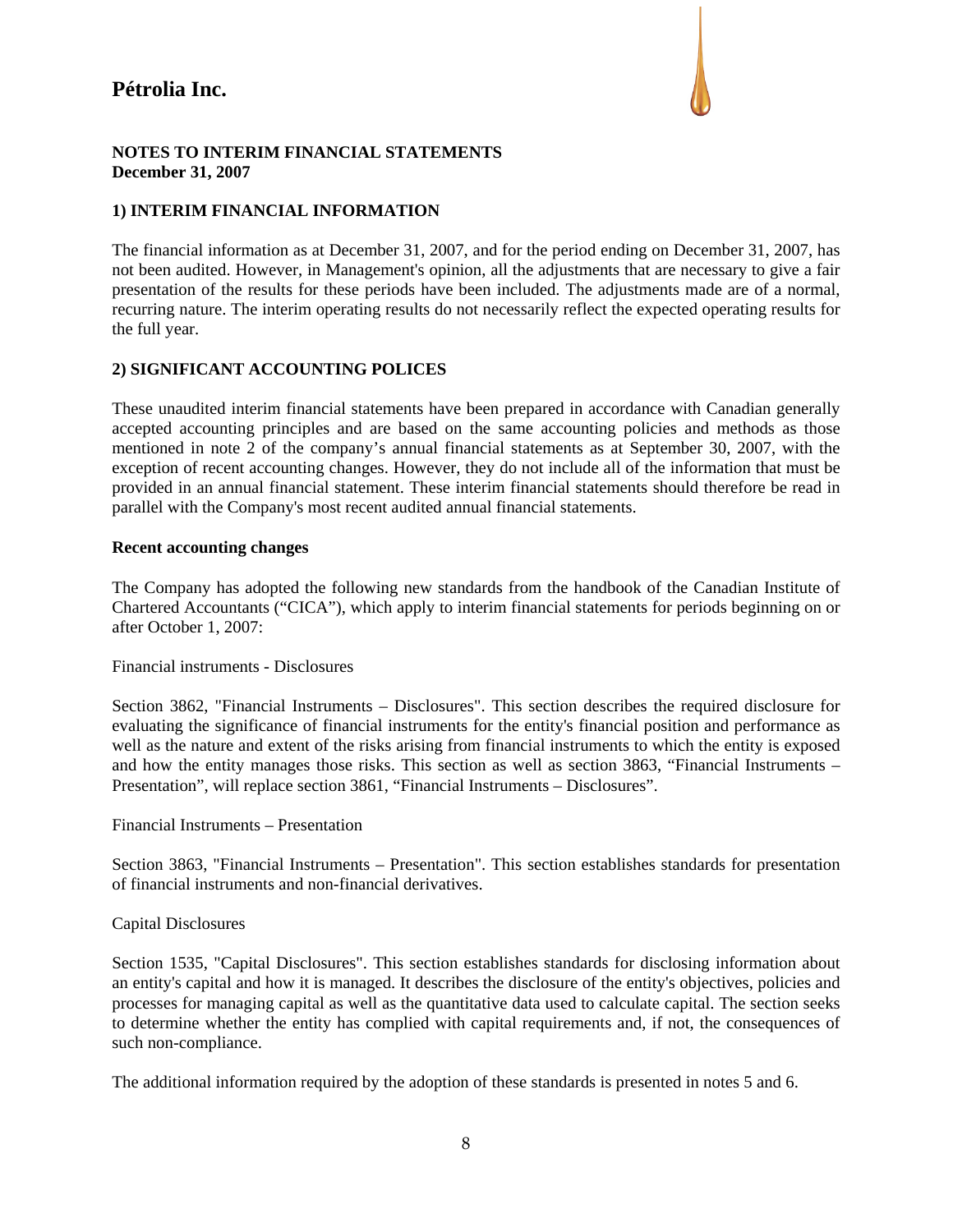# Pétrolia Inc.

**NOTES TO INTERIM FINANCIAL STATEMENTS**
**December 31, 2007**

## 1) INTERIM FINANCIAL INFORMATION

The financial information as at December 31, 2007, and for the period ending on December 31, 2007, has not been audited. However, in Management's opinion, all the adjustments that are necessary to give a fair presentation of the results for these periods have been included. The adjustments made are of a normal, recurring nature. The interim operating results do not necessarily reflect the expected operating results for the full year.

## 2) SIGNIFICANT ACCOUNTING POLICES

These unaudited interim financial statements have been prepared in accordance with Canadian generally accepted accounting principles and are based on the same accounting policies and methods as those mentioned in note 2 of the company's annual financial statements as at September 30, 2007, with the exception of recent accounting changes. However, they do not include all of the information that must be provided in an annual financial statement. These interim financial statements should therefore be read in parallel with the Company's most recent audited annual financial statements.

### Recent accounting changes

The Company has adopted the following new standards from the handbook of the Canadian Institute of Chartered Accountants ("CICA"), which apply to interim financial statements for periods beginning on or after October 1, 2007:

Financial instruments - Disclosures

Section 3862, "Financial Instruments – Disclosures". This section describes the required disclosure for evaluating the significance of financial instruments for the entity's financial position and performance as well as the nature and extent of the risks arising from financial instruments to which the entity is exposed and how the entity manages those risks. This section as well as section 3863, "Financial Instruments – Presentation", will replace section 3861, "Financial Instruments – Disclosures".

Financial Instruments – Presentation

Section 3863, "Financial Instruments – Presentation". This section establishes standards for presentation of financial instruments and non-financial derivatives.

Capital Disclosures

Section 1535, "Capital Disclosures". This section establishes standards for disclosing information about an entity's capital and how it is managed. It describes the disclosure of the entity's objectives, policies and processes for managing capital as well as the quantitative data used to calculate capital. The section seeks to determine whether the entity has complied with capital requirements and, if not, the consequences of such non-compliance.

The additional information required by the adoption of these standards is presented in notes 5 and 6.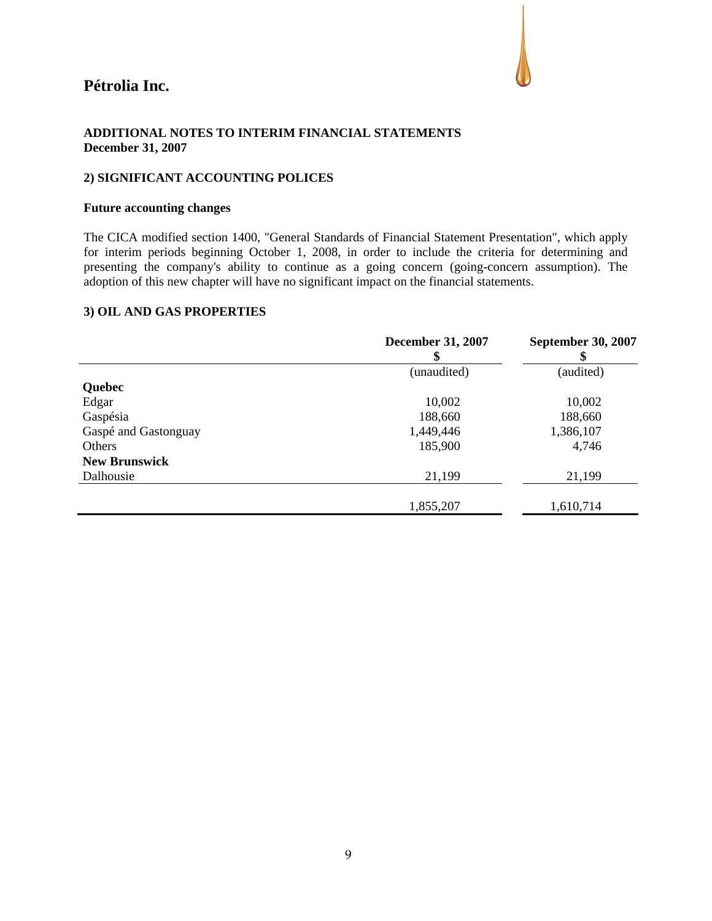# Pétrolia Inc.

**ADDITIONAL NOTES TO INTERIM FINANCIAL STATEMENTS**
**December 31, 2007**

## 2) SIGNIFICANT ACCOUNTING POLICES

### Future accounting changes

The CICA modified section 1400, "General Standards of Financial Statement Presentation", which apply for interim periods beginning October 1, 2008, in order to include the criteria for determining and presenting the company's ability to continue as a going concern (going-concern assumption). The adoption of this new chapter will have no significant impact on the financial statements.

## 3) OIL AND GAS PROPERTIES

| | December 31, 2007<br>$ | September 30, 2007<br>$ |
|---|---|---|
| | (unaudited) | (audited) |
| **Quebec** | | |
| Edgar | 10,002 | 10,002 |
| Gaspésia | 188,660 | 188,660 |
| Gaspé and Gastonguay | 1,449,446 | 1,386,107 |
| Others | 185,900 | 4,746 |
| **New Brunswick** | | |
| Dalhousie | 21,199 | 21,199 |
| | 1,855,207 | 1,610,714 |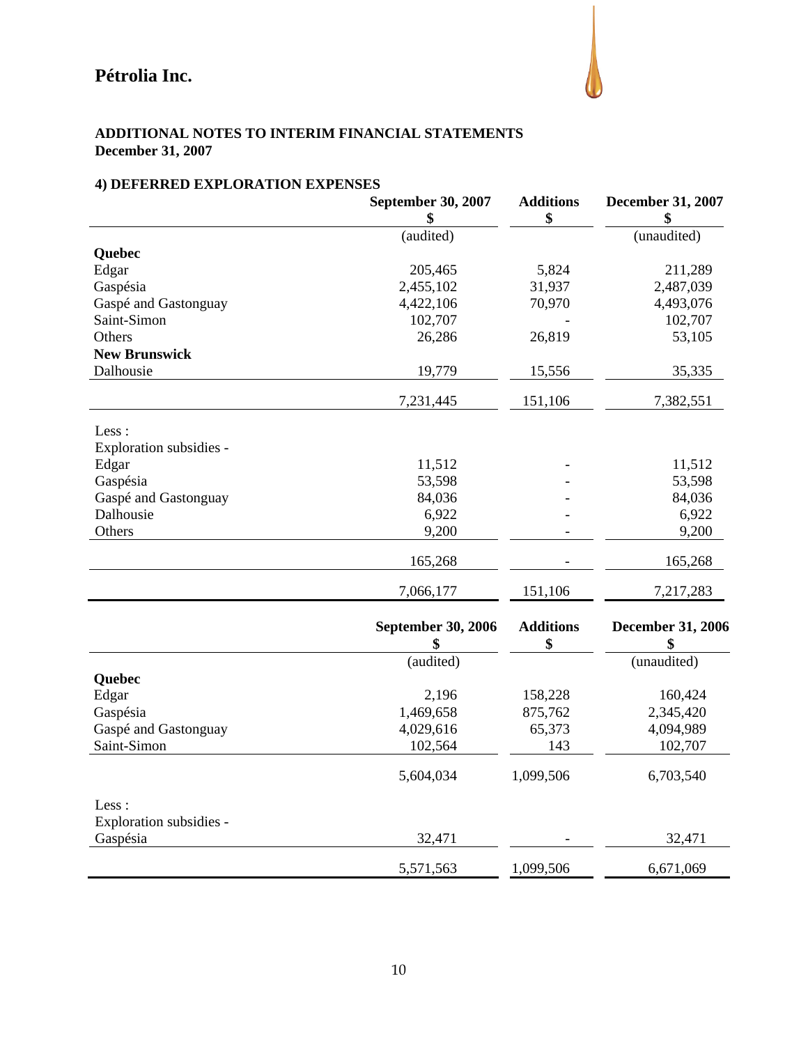# Pétrolia Inc.

**ADDITIONAL NOTES TO INTERIM FINANCIAL STATEMENTS**
**December 31, 2007**

## 4) DEFERRED EXPLORATION EXPENSES

| | September 30, 2007 $ | Additions $ | December 31, 2007 $ |
|---|---|---|---|
| | (audited) | | (unaudited) |
| **Quebec** | | | |
| Edgar | 205,465 | 5,824 | 211,289 |
| Gaspésia | 2,455,102 | 31,937 | 2,487,039 |
| Gaspé and Gastonguay | 4,422,106 | 70,970 | 4,493,076 |
| Saint-Simon | 102,707 | - | 102,707 |
| Others | 26,286 | 26,819 | 53,105 |
| **New Brunswick** | | | |
| Dalhousie | 19,779 | 15,556 | 35,335 |
| | 7,231,445 | 151,106 | 7,382,551 |
| Less : | | | |
| Exploration subsidies - | | | |
| Edgar | 11,512 | - | 11,512 |
| Gaspésia | 53,598 | - | 53,598 |
| Gaspé and Gastonguay | 84,036 | - | 84,036 |
| Dalhousie | 6,922 | - | 6,922 |
| Others | 9,200 | - | 9,200 |
| | 165,268 | - | 165,268 |
| | 7,066,177 | 151,106 | 7,217,283 |

| | September 30, 2006 $ | Additions $ | December 31, 2006 $ |
|---|---|---|---|
| | (audited) | | (unaudited) |
| **Quebec** | | | |
| Edgar | 2,196 | 158,228 | 160,424 |
| Gaspésia | 1,469,658 | 875,762 | 2,345,420 |
| Gaspé and Gastonguay | 4,029,616 | 65,373 | 4,094,989 |
| Saint-Simon | 102,564 | 143 | 102,707 |
| | 5,604,034 | 1,099,506 | 6,703,540 |
| Less : | | | |
| Exploration subsidies - | | | |
| Gaspésia | 32,471 | - | 32,471 |
| | 5,571,563 | 1,099,506 | 6,671,069 |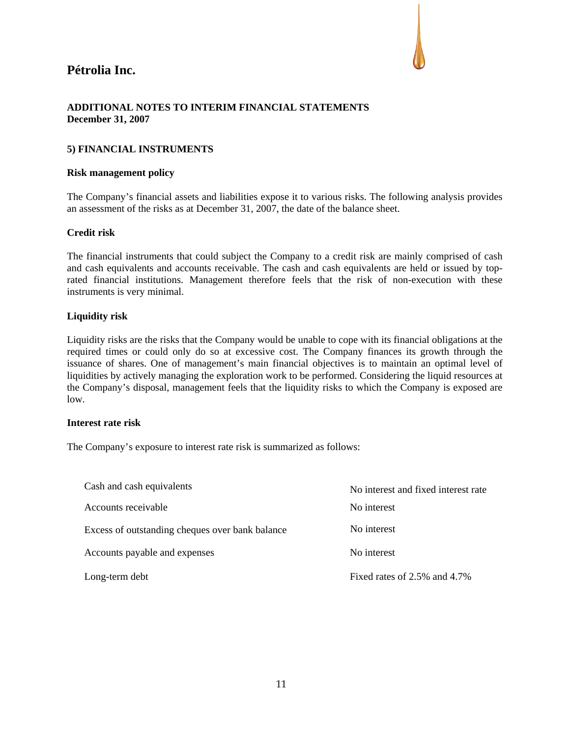# Pétrolia Inc.

**ADDITIONAL NOTES TO INTERIM FINANCIAL STATEMENTS**
**December 31, 2007**

## 5) FINANCIAL INSTRUMENTS

### Risk management policy

The Company's financial assets and liabilities expose it to various risks. The following analysis provides an assessment of the risks as at December 31, 2007, the date of the balance sheet.

### Credit risk

The financial instruments that could subject the Company to a credit risk are mainly comprised of cash and cash equivalents and accounts receivable. The cash and cash equivalents are held or issued by top-rated financial institutions. Management therefore feels that the risk of non-execution with these instruments is very minimal.

### Liquidity risk

Liquidity risks are the risks that the Company would be unable to cope with its financial obligations at the required times or could only do so at excessive cost. The Company finances its growth through the issuance of shares. One of management's main financial objectives is to maintain an optimal level of liquidities by actively managing the exploration work to be performed. Considering the liquid resources at the Company's disposal, management feels that the liquidity risks to which the Company is exposed are low.

### Interest rate risk

The Company's exposure to interest rate risk is summarized as follows:

| | |
|---|---|
| Cash and cash equivalents | No interest and fixed interest rate |
| Accounts receivable | No interest |
| Excess of outstanding cheques over bank balance | No interest |
| Accounts payable and expenses | No interest |
| Long-term debt | Fixed rates of 2.5% and 4.7% |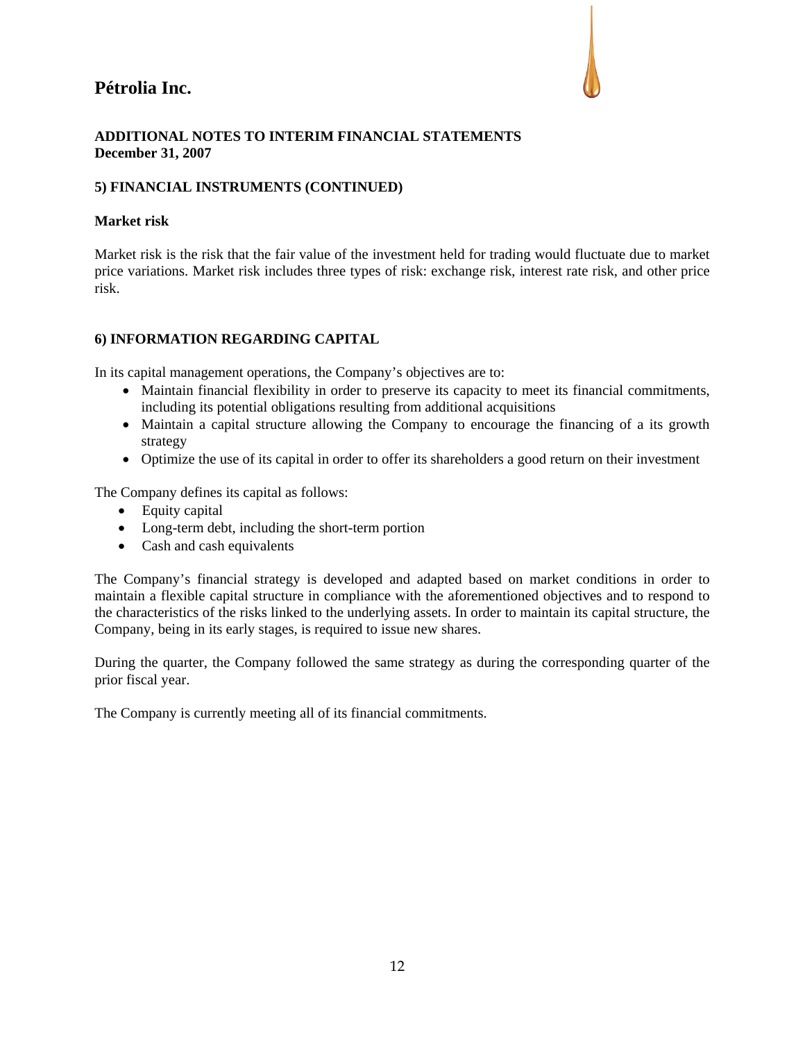# Pétrolia Inc.

**ADDITIONAL NOTES TO INTERIM FINANCIAL STATEMENTS**
**December 31, 2007**

## 5) FINANCIAL INSTRUMENTS (CONTINUED)

### Market risk

Market risk is the risk that the fair value of the investment held for trading would fluctuate due to market price variations. Market risk includes three types of risk: exchange risk, interest rate risk, and other price risk.

## 6) INFORMATION REGARDING CAPITAL

In its capital management operations, the Company's objectives are to:

- Maintain financial flexibility in order to preserve its capacity to meet its financial commitments, including its potential obligations resulting from additional acquisitions
- Maintain a capital structure allowing the Company to encourage the financing of a its growth strategy
- Optimize the use of its capital in order to offer its shareholders a good return on their investment

The Company defines its capital as follows:

- Equity capital
- Long-term debt, including the short-term portion
- Cash and cash equivalents

The Company's financial strategy is developed and adapted based on market conditions in order to maintain a flexible capital structure in compliance with the aforementioned objectives and to respond to the characteristics of the risks linked to the underlying assets. In order to maintain its capital structure, the Company, being in its early stages, is required to issue new shares.

During the quarter, the Company followed the same strategy as during the corresponding quarter of the prior fiscal year.

The Company is currently meeting all of its financial commitments.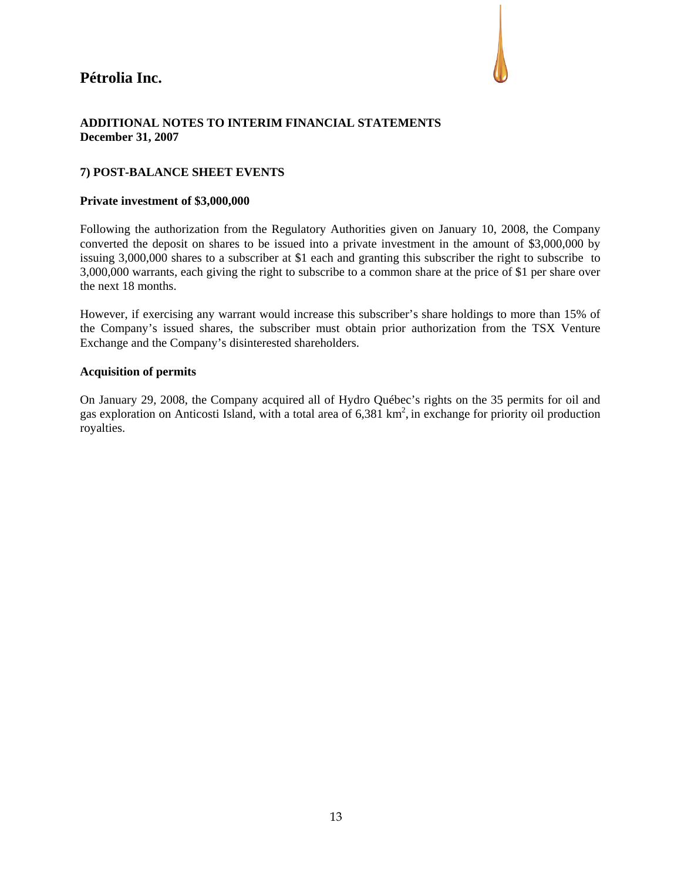# Pétrolia Inc.

**ADDITIONAL NOTES TO INTERIM FINANCIAL STATEMENTS**
**December 31, 2007**

## 7) POST-BALANCE SHEET EVENTS

### Private investment of $3,000,000

Following the authorization from the Regulatory Authorities given on January 10, 2008, the Company converted the deposit on shares to be issued into a private investment in the amount of $3,000,000 by issuing 3,000,000 shares to a subscriber at $1 each and granting this subscriber the right to subscribe to 3,000,000 warrants, each giving the right to subscribe to a common share at the price of $1 per share over the next 18 months.

However, if exercising any warrant would increase this subscriber's share holdings to more than 15% of the Company's issued shares, the subscriber must obtain prior authorization from the TSX Venture Exchange and the Company's disinterested shareholders.

### Acquisition of permits

On January 29, 2008, the Company acquired all of Hydro Québec's rights on the 35 permits for oil and gas exploration on Anticosti Island, with a total area of 6,381 $km^2$, in exchange for priority oil production royalties.